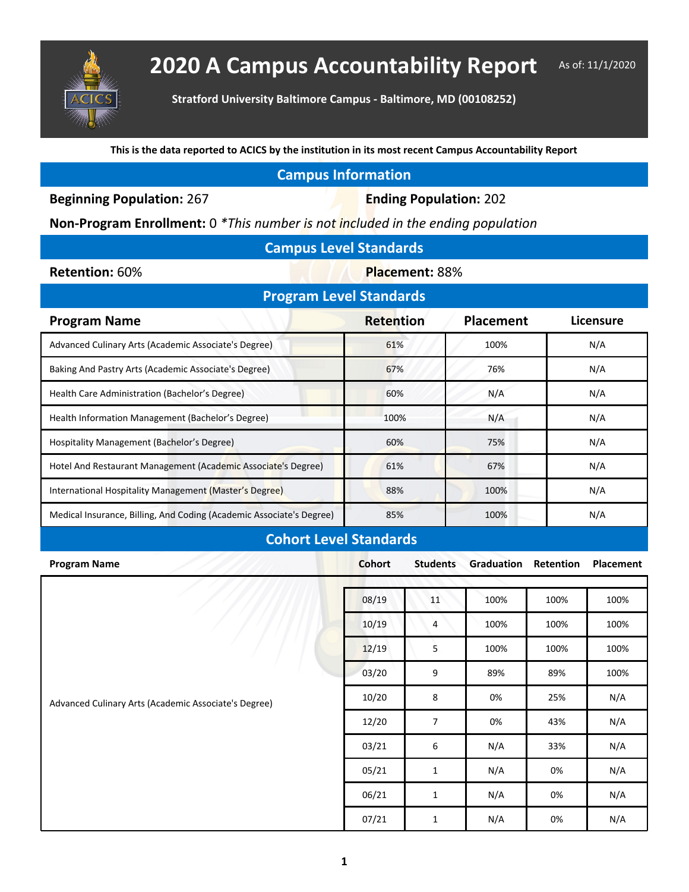# 2020 A Campus Accountability Report

As of: 11/1/2020

**Stratford University Baltimore Campus - Baltimore, MD (00108252)**

**This is the data reported to ACICS by the institution in its most recent Campus Accountability Report**

## Campus Information

**Beginning Population:** 267

**Ending Population:** 202

**Non-Program Enrollment:** 0 *\*This number is not included in the ending population*

## Campus Level Standards

**Retention:** 60%

**Placement:** 88%

## Program Level Standards

| Program Name | Retention | Placement | Licensure |
|---|---|---|---|
| Advanced Culinary Arts (Academic Associate's Degree) | 61% | 100% | N/A |
| Baking And Pastry Arts (Academic Associate's Degree) | 67% | 76% | N/A |
| Health Care Administration (Bachelor's Degree) | 60% | N/A | N/A |
| Health Information Management (Bachelor's Degree) | 100% | N/A | N/A |
| Hospitality Management (Bachelor's Degree) | 60% | 75% | N/A |
| Hotel And Restaurant Management (Academic Associate's Degree) | 61% | 67% | N/A |
| International Hospitality Management (Master's Degree) | 88% | 100% | N/A |
| Medical Insurance, Billing, And Coding (Academic Associate's Degree) | 85% | 100% | N/A |

## Cohort Level Standards

| Program Name | Cohort | Students | Graduation | Retention | Placement |
|---|---|---|---|---|---|
| Advanced Culinary Arts (Academic Associate's Degree) | 08/19 | 11 | 100% | 100% | 100% |
| | 10/19 | 4 | 100% | 100% | 100% |
| | 12/19 | 5 | 100% | 100% | 100% |
| | 03/20 | 9 | 89% | 89% | 100% |
| | 10/20 | 8 | 0% | 25% | N/A |
| | 12/20 | 7 | 0% | 43% | N/A |
| | 03/21 | 6 | N/A | 33% | N/A |
| | 05/21 | 1 | N/A | 0% | N/A |
| | 06/21 | 1 | N/A | 0% | N/A |
| | 07/21 | 1 | N/A | 0% | N/A |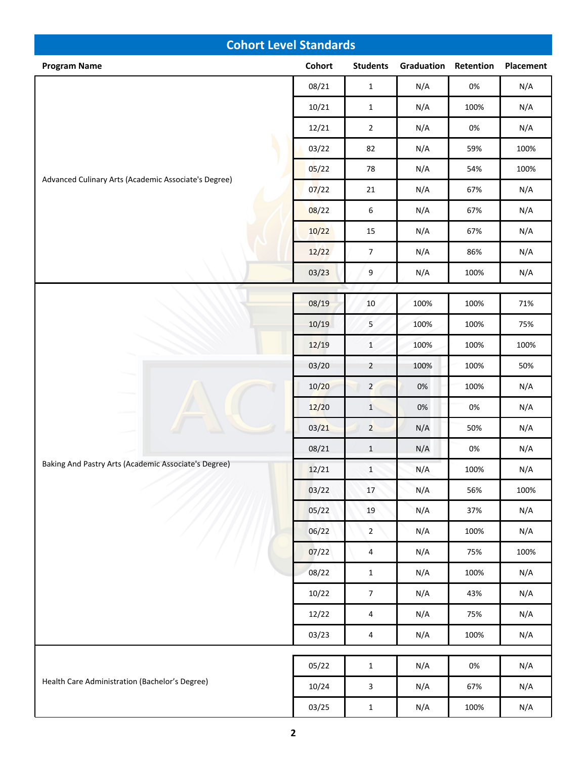## Cohort Level Standards

| Program Name | Cohort | Students | Graduation | Retention | Placement |
|---|---|---|---|---|---|
| Advanced Culinary Arts (Academic Associate's Degree) | 08/21 | 1 | N/A | 0% | N/A |
| | 10/21 | 1 | N/A | 100% | N/A |
| | 12/21 | 2 | N/A | 0% | N/A |
| | 03/22 | 82 | N/A | 59% | 100% |
| | 05/22 | 78 | N/A | 54% | 100% |
| | 07/22 | 21 | N/A | 67% | N/A |
| | 08/22 | 6 | N/A | 67% | N/A |
| | 10/22 | 15 | N/A | 67% | N/A |
| | 12/22 | 7 | N/A | 86% | N/A |
| | 03/23 | 9 | N/A | 100% | N/A |
| Baking And Pastry Arts (Academic Associate's Degree) | 08/19 | 10 | 100% | 100% | 71% |
| | 10/19 | 5 | 100% | 100% | 75% |
| | 12/19 | 1 | 100% | 100% | 100% |
| | 03/20 | 2 | 100% | 100% | 50% |
| | 10/20 | 2 | 0% | 100% | N/A |
| | 12/20 | 1 | 0% | 0% | N/A |
| | 03/21 | 2 | N/A | 50% | N/A |
| | 08/21 | 1 | N/A | 0% | N/A |
| | 12/21 | 1 | N/A | 100% | N/A |
| | 03/22 | 17 | N/A | 56% | 100% |
| | 05/22 | 19 | N/A | 37% | N/A |
| | 06/22 | 2 | N/A | 100% | N/A |
| | 07/22 | 4 | N/A | 75% | 100% |
| | 08/22 | 1 | N/A | 100% | N/A |
| | 10/22 | 7 | N/A | 43% | N/A |
| | 12/22 | 4 | N/A | 75% | N/A |
| | 03/23 | 4 | N/A | 100% | N/A |
| Health Care Administration (Bachelor’s Degree) | 05/22 | 1 | N/A | 0% | N/A |
| | 10/24 | 3 | N/A | 67% | N/A |
| | 03/25 | 1 | N/A | 100% | N/A |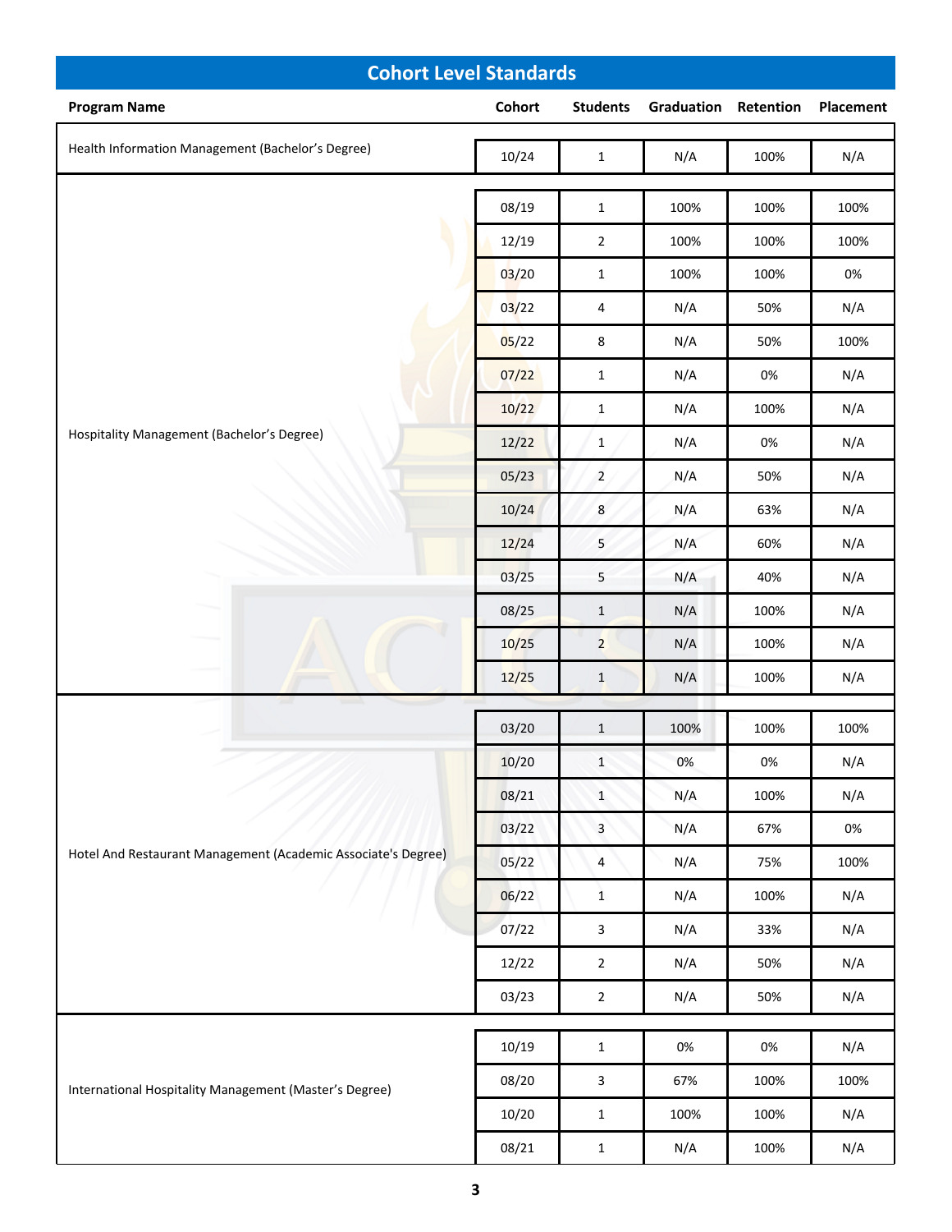## Cohort Level Standards

| Program Name | Cohort | Students | Graduation | Retention | Placement |
|---|---|---|---|---|---|
| Health Information Management (Bachelor's Degree) | 10/24 | 1 | N/A | 100% | N/A |
| Hospitality Management (Bachelor's Degree) | 08/19 | 1 | 100% | 100% | 100% |
| | 12/19 | 2 | 100% | 100% | 100% |
| | 03/20 | 1 | 100% | 100% | 0% |
| | 03/22 | 4 | N/A | 50% | N/A |
| | 05/22 | 8 | N/A | 50% | 100% |
| | 07/22 | 1 | N/A | 0% | N/A |
| | 10/22 | 1 | N/A | 100% | N/A |
| | 12/22 | 1 | N/A | 0% | N/A |
| | 05/23 | 2 | N/A | 50% | N/A |
| | 10/24 | 8 | N/A | 63% | N/A |
| | 12/24 | 5 | N/A | 60% | N/A |
| | 03/25 | 5 | N/A | 40% | N/A |
| | 08/25 | 1 | N/A | 100% | N/A |
| | 10/25 | 2 | N/A | 100% | N/A |
| | 12/25 | 1 | N/A | 100% | N/A |
| Hotel And Restaurant Management (Academic Associate's Degree) | 03/20 | 1 | 100% | 100% | 100% |
| | 10/20 | 1 | 0% | 0% | N/A |
| | 08/21 | 1 | N/A | 100% | N/A |
| | 03/22 | 3 | N/A | 67% | 0% |
| | 05/22 | 4 | N/A | 75% | 100% |
| | 06/22 | 1 | N/A | 100% | N/A |
| | 07/22 | 3 | N/A | 33% | N/A |
| | 12/22 | 2 | N/A | 50% | N/A |
| | 03/23 | 2 | N/A | 50% | N/A |
| International Hospitality Management (Master's Degree) | 10/19 | 1 | 0% | 0% | N/A |
| | 08/20 | 3 | 67% | 100% | 100% |
| | 10/20 | 1 | 100% | 100% | N/A |
| | 08/21 | 1 | N/A | 100% | N/A |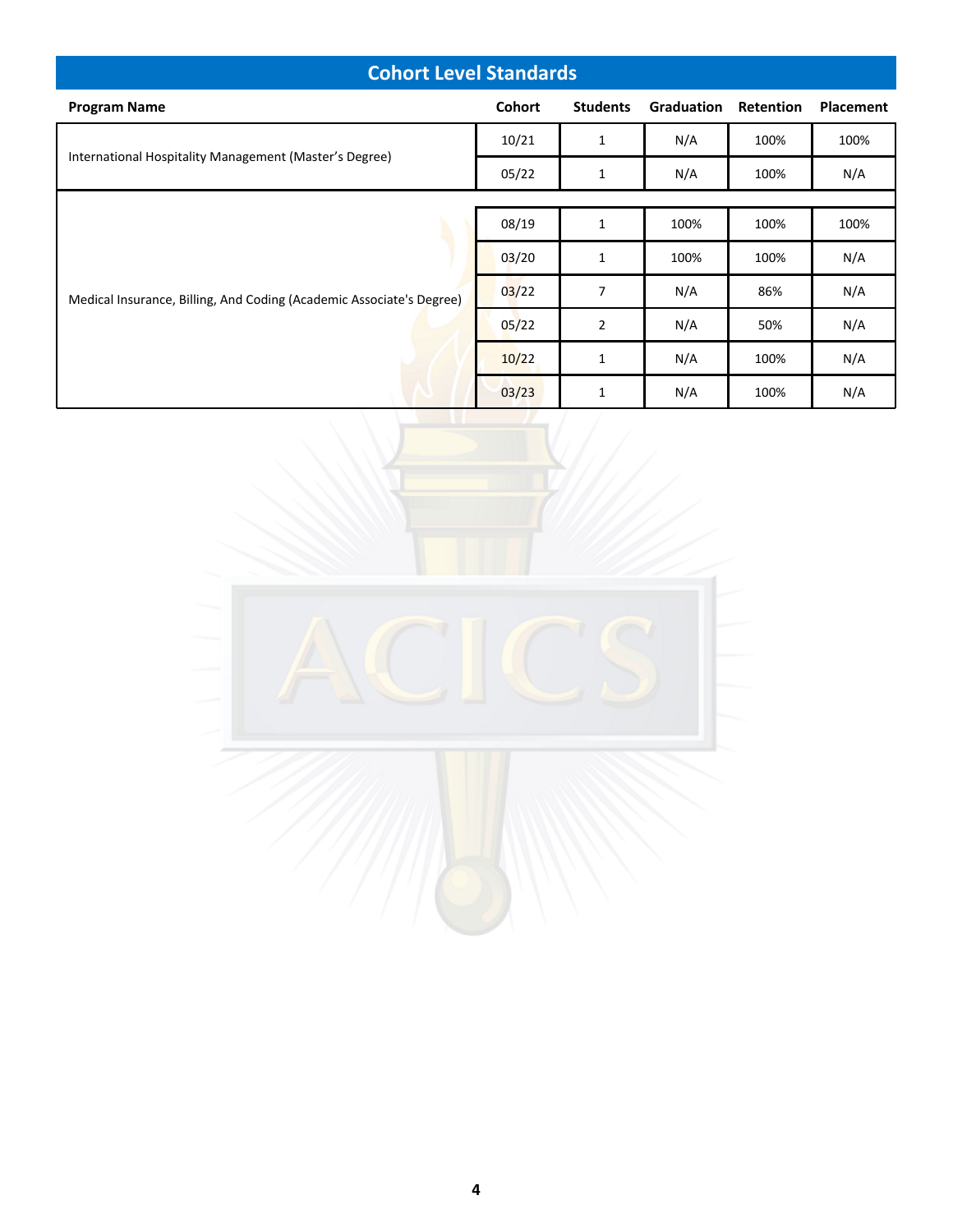## Cohort Level Standards

| Program Name | Cohort | Students | Graduation | Retention | Placement |
|---|---|---|---|---|---|
| International Hospitality Management (Master's Degree) | 10/21 | 1 | N/A | 100% | 100% |
| | 05/22 | 1 | N/A | 100% | N/A |
| Medical Insurance, Billing, And Coding (Academic Associate's Degree) | 08/19 | 1 | 100% | 100% | 100% |
| | 03/20 | 1 | 100% | 100% | N/A |
| | 03/22 | 7 | N/A | 86% | N/A |
| | 05/22 | 2 | N/A | 50% | N/A |
| | 10/22 | 1 | N/A | 100% | N/A |
| | 03/23 | 1 | N/A | 100% | N/A |